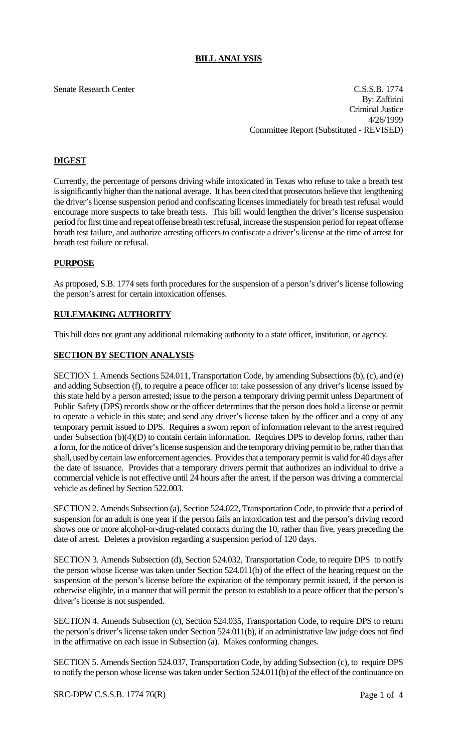# BILL ANALYSIS

Senate Research Center

C.S.S.B. 1774
By: Zaffirini
Criminal Justice
4/26/1999
Committee Report (Substituted - REVISED)

## DIGEST

Currently, the percentage of persons driving while intoxicated in Texas who refuse to take a breath test is significantly higher than the national average. It has been cited that prosecutors believe that lengthening the driver's license suspension period and confiscating licenses immediately for breath test refusal would encourage more suspects to take breath tests. This bill would lengthen the driver's license suspension period for first time and repeat offense breath test refusal, increase the suspension period for repeat offense breath test failure, and authorize arresting officers to confiscate a driver's license at the time of arrest for breath test failure or refusal.

## PURPOSE

As proposed, S.B. 1774 sets forth procedures for the suspension of a person's driver's license following the person's arrest for certain intoxication offenses.

## RULEMAKING AUTHORITY

This bill does not grant any additional rulemaking authority to a state officer, institution, or agency.

## SECTION BY SECTION ANALYSIS

SECTION 1. Amends Sections 524.011, Transportation Code, by amending Subsections (b), (c), and (e) and adding Subsection (f), to require a peace officer to: take possession of any driver's license issued by this state held by a person arrested; issue to the person a temporary driving permit unless Department of Public Safety (DPS) records show or the officer determines that the person does hold a license or permit to operate a vehicle in this state; and send any driver's license taken by the officer and a copy of any temporary permit issued to DPS. Requires a sworn report of information relevant to the arrest required under Subsection (b)(4)(D) to contain certain information. Requires DPS to develop forms, rather than a form, for the notice of driver's license suspension and the temporary driving permit to be, rather than that shall, used by certain law enforcement agencies. Provides that a temporary permit is valid for 40 days after the date of issuance. Provides that a temporary drivers permit that authorizes an individual to drive a commercial vehicle is not effective until 24 hours after the arrest, if the person was driving a commercial vehicle as defined by Section 522.003.

SECTION 2. Amends Subsection (a), Section 524.022, Transportation Code, to provide that a period of suspension for an adult is one year if the person fails an intoxication test and the person's driving record shows one or more alcohol-or-drug-related contacts during the 10, rather than five, years preceding the date of arrest. Deletes a provision regarding a suspension period of 120 days.

SECTION 3. Amends Subsection (d), Section 524.032, Transportation Code, to require DPS to notify the person whose license was taken under Section 524.011(b) of the effect of the hearing request on the suspension of the person's license before the expiration of the temporary permit issued, if the person is otherwise eligible, in a manner that will permit the person to establish to a peace officer that the person's driver's license is not suspended.

SECTION 4. Amends Subsection (c), Section 524.035, Transportation Code, to require DPS to return the person's driver's license taken under Section 524.011(b), if an administrative law judge does not find in the affirmative on each issue in Subsection (a). Makes conforming changes.

SECTION 5. Amends Section 524.037, Transportation Code, by adding Subsection (c), to require DPS to notify the person whose license was taken under Section 524.011(b) of the effect of the continuance on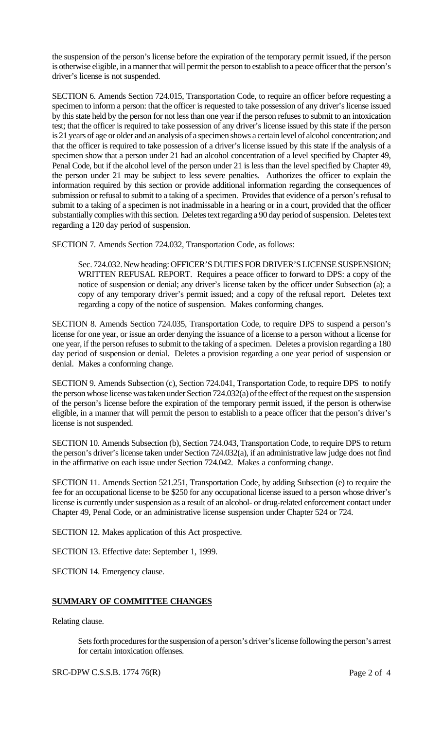the suspension of the person's license before the expiration of the temporary permit issued, if the person is otherwise eligible, in a manner that will permit the person to establish to a peace officer that the person's driver's license is not suspended.

SECTION 6. Amends Section 724.015, Transportation Code, to require an officer before requesting a specimen to inform a person: that the officer is requested to take possession of any driver's license issued by this state held by the person for not less than one year if the person refuses to submit to an intoxication test; that the officer is required to take possession of any driver's license issued by this state if the person is 21 years of age or older and an analysis of a specimen shows a certain level of alcohol concentration; and that the officer is required to take possession of a driver's license issued by this state if the analysis of a specimen show that a person under 21 had an alcohol concentration of a level specified by Chapter 49, Penal Code, but if the alcohol level of the person under 21 is less than the level specified by Chapter 49, the person under 21 may be subject to less severe penalties. Authorizes the officer to explain the information required by this section or provide additional information regarding the consequences of submission or refusal to submit to a taking of a specimen. Provides that evidence of a person's refusal to submit to a taking of a specimen is not inadmissable in a hearing or in a court, provided that the officer substantially complies with this section. Deletes text regarding a 90 day period of suspension. Deletes text regarding a 120 day period of suspension.

SECTION 7. Amends Section 724.032, Transportation Code, as follows:

> Sec. 724.032. New heading: OFFICER'S DUTIES FOR DRIVER'S LICENSE SUSPENSION; WRITTEN REFUSAL REPORT. Requires a peace officer to forward to DPS: a copy of the notice of suspension or denial; any driver's license taken by the officer under Subsection (a); a copy of any temporary driver's permit issued; and a copy of the refusal report. Deletes text regarding a copy of the notice of suspension. Makes conforming changes.

SECTION 8. Amends Section 724.035, Transportation Code, to require DPS to suspend a person's license for one year, or issue an order denying the issuance of a license to a person without a license for one year, if the person refuses to submit to the taking of a specimen. Deletes a provision regarding a 180 day period of suspension or denial. Deletes a provision regarding a one year period of suspension or denial. Makes a conforming change.

SECTION 9. Amends Subsection (c), Section 724.041, Transportation Code, to require DPS to notify the person whose license was taken under Section 724.032(a) of the effect of the request on the suspension of the person's license before the expiration of the temporary permit issued, if the person is otherwise eligible, in a manner that will permit the person to establish to a peace officer that the person's driver's license is not suspended.

SECTION 10. Amends Subsection (b), Section 724.043, Transportation Code, to require DPS to return the person's driver's license taken under Section 724.032(a), if an administrative law judge does not find in the affirmative on each issue under Section 724.042. Makes a conforming change.

SECTION 11. Amends Section 521.251, Transportation Code, by adding Subsection (e) to require the fee for an occupational license to be $250 for any occupational license issued to a person whose driver's license is currently under suspension as a result of an alcohol- or drug-related enforcement contact under Chapter 49, Penal Code, or an administrative license suspension under Chapter 524 or 724.

SECTION 12. Makes application of this Act prospective.

SECTION 13. Effective date: September 1, 1999.

SECTION 14. Emergency clause.

**SUMMARY OF COMMITTEE CHANGES**

Relating clause.

> Sets forth procedures for the suspension of a person's driver's license following the person's arrest for certain intoxication offenses.

SRC-DPW C.S.S.B. 1774 76(R)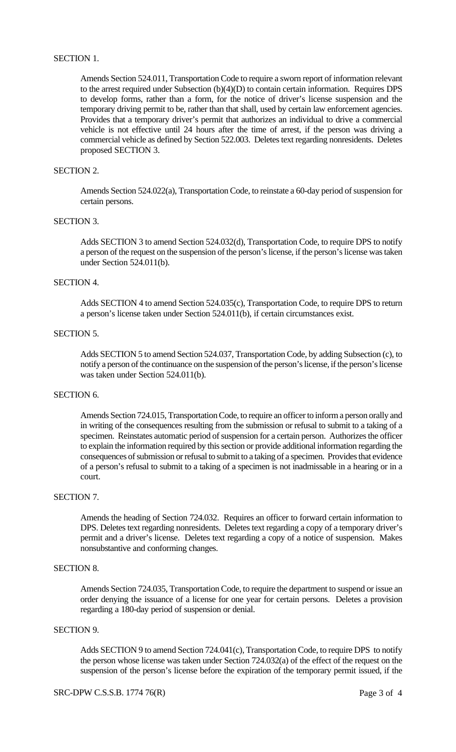SECTION 1.

Amends Section 524.011, Transportation Code to require a sworn report of information relevant to the arrest required under Subsection (b)(4)(D) to contain certain information. Requires DPS to develop forms, rather than a form, for the notice of driver's license suspension and the temporary driving permit to be, rather than that shall, used by certain law enforcement agencies. Provides that a temporary driver's permit that authorizes an individual to drive a commercial vehicle is not effective until 24 hours after the time of arrest, if the person was driving a commercial vehicle as defined by Section 522.003. Deletes text regarding nonresidents. Deletes proposed SECTION 3.

SECTION 2.

Amends Section 524.022(a), Transportation Code, to reinstate a 60-day period of suspension for certain persons.

SECTION 3.

Adds SECTION 3 to amend Section 524.032(d), Transportation Code, to require DPS to notify a person of the request on the suspension of the person's license, if the person's license was taken under Section 524.011(b).

SECTION 4.

Adds SECTION 4 to amend Section 524.035(c), Transportation Code, to require DPS to return a person's license taken under Section 524.011(b), if certain circumstances exist.

SECTION 5.

Adds SECTION 5 to amend Section 524.037, Transportation Code, by adding Subsection (c), to notify a person of the continuance on the suspension of the person's license, if the person's license was taken under Section 524.011(b).

SECTION 6.

Amends Section 724.015, Transportation Code, to require an officer to inform a person orally and in writing of the consequences resulting from the submission or refusal to submit to a taking of a specimen. Reinstates automatic period of suspension for a certain person. Authorizes the officer to explain the information required by this section or provide additional information regarding the consequences of submission or refusal to submit to a taking of a specimen. Provides that evidence of a person's refusal to submit to a taking of a specimen is not inadmissable in a hearing or in a court.

SECTION 7.

Amends the heading of Section 724.032. Requires an officer to forward certain information to DPS. Deletes text regarding nonresidents. Deletes text regarding a copy of a temporary driver's permit and a driver's license. Deletes text regarding a copy of a notice of suspension. Makes nonsubstantive and conforming changes.

SECTION 8.

Amends Section 724.035, Transportation Code, to require the department to suspend or issue an order denying the issuance of a license for one year for certain persons. Deletes a provision regarding a 180-day period of suspension or denial.

SECTION 9.

Adds SECTION 9 to amend Section 724.041(c), Transportation Code, to require DPS to notify the person whose license was taken under Section 724.032(a) of the effect of the request on the suspension of the person's license before the expiration of the temporary permit issued, if the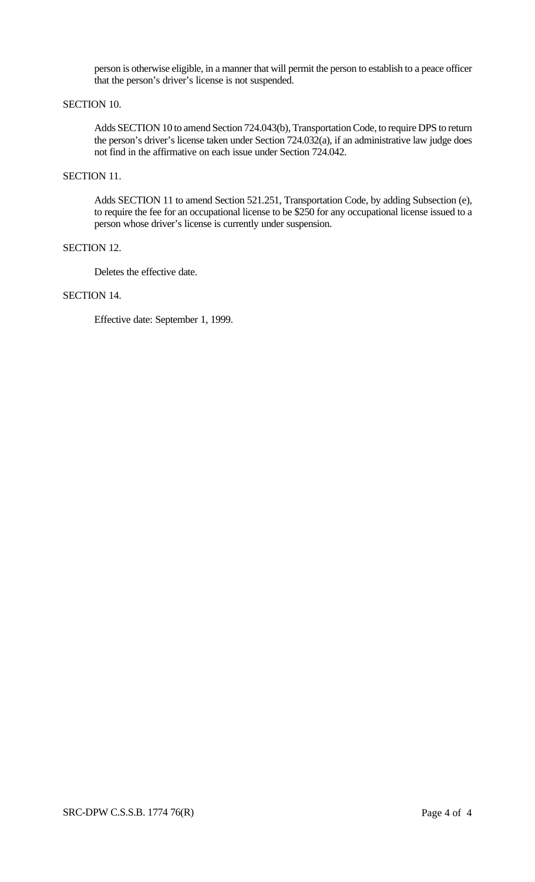person is otherwise eligible, in a manner that will permit the person to establish to a peace officer that the person's driver's license is not suspended.

SECTION 10.

Adds SECTION 10 to amend Section 724.043(b), Transportation Code, to require DPS to return the person's driver's license taken under Section 724.032(a), if an administrative law judge does not find in the affirmative on each issue under Section 724.042.

SECTION 11.

Adds SECTION 11 to amend Section 521.251, Transportation Code, by adding Subsection (e), to require the fee for an occupational license to be $250 for any occupational license issued to a person whose driver's license is currently under suspension.

SECTION 12.

Deletes the effective date.

SECTION 14.

Effective date: September 1, 1999.